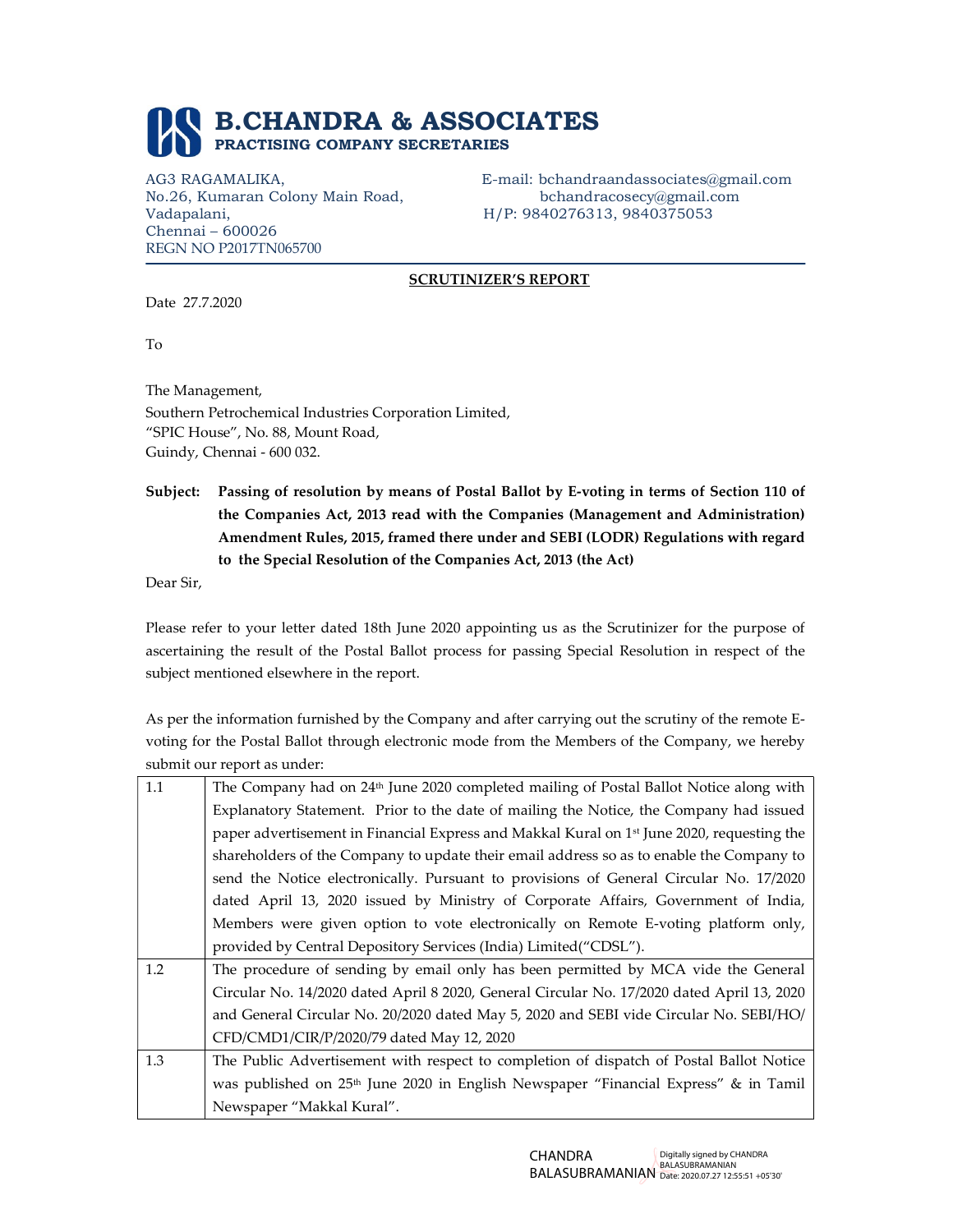# B.CHANDRA & ASSOCIATES

**PRACTISING COMPANY SECRETARIES**

AG3 RAGAMALIKA,
No.26, Kumaran Colony Main Road,
Vadapalani,
Chennai – 600026
REGN NO P2017TN065700

E-mail: bchandraandassociates@gmail.com
bchandracosecy@gmail.com
H/P: 9840276313, 9840375053

## SCRUTINIZER'S REPORT

Date 27.7.2020

To

The Management,
Southern Petrochemical Industries Corporation Limited,
"SPIC House", No. 88, Mount Road,
Guindy, Chennai - 600 032.

**Subject: Passing of resolution by means of Postal Ballot by E-voting in terms of Section 110 of the Companies Act, 2013 read with the Companies (Management and Administration) Amendment Rules, 2015, framed there under and SEBI (LODR) Regulations with regard to the Special Resolution of the Companies Act, 2013 (the Act)**

Dear Sir,

Please refer to your letter dated 18th June 2020 appointing us as the Scrutinizer for the purpose of ascertaining the result of the Postal Ballot process for passing Special Resolution in respect of the subject mentioned elsewhere in the report.

As per the information furnished by the Company and after carrying out the scrutiny of the remote E-voting for the Postal Ballot through electronic mode from the Members of the Company, we hereby submit our report as under:

| | |
|---|---|
| 1.1 | The Company had on 24th June 2020 completed mailing of Postal Ballot Notice along with Explanatory Statement. Prior to the date of mailing the Notice, the Company had issued paper advertisement in Financial Express and Makkal Kural on 1st June 2020, requesting the shareholders of the Company to update their email address so as to enable the Company to send the Notice electronically. Pursuant to provisions of General Circular No. 17/2020 dated April 13, 2020 issued by Ministry of Corporate Affairs, Government of India, Members were given option to vote electronically on Remote E-voting platform only, provided by Central Depository Services (India) Limited("CDSL"). |
| 1.2 | The procedure of sending by email only has been permitted by MCA vide the General Circular No. 14/2020 dated April 8 2020, General Circular No. 17/2020 dated April 13, 2020 and General Circular No. 20/2020 dated May 5, 2020 and SEBI vide Circular No. SEBI/HO/ CFD/CMD1/CIR/P/2020/79 dated May 12, 2020 |
| 1.3 | The Public Advertisement with respect to completion of dispatch of Postal Ballot Notice was published on 25th June 2020 in English Newspaper "Financial Express" & in Tamil Newspaper "Makkal Kural". |

CHANDRA BALASUBRAMANIAN
Digitally signed by CHANDRA BALASUBRAMANIAN
Date: 2020.07.27 12:55:51 +05'30'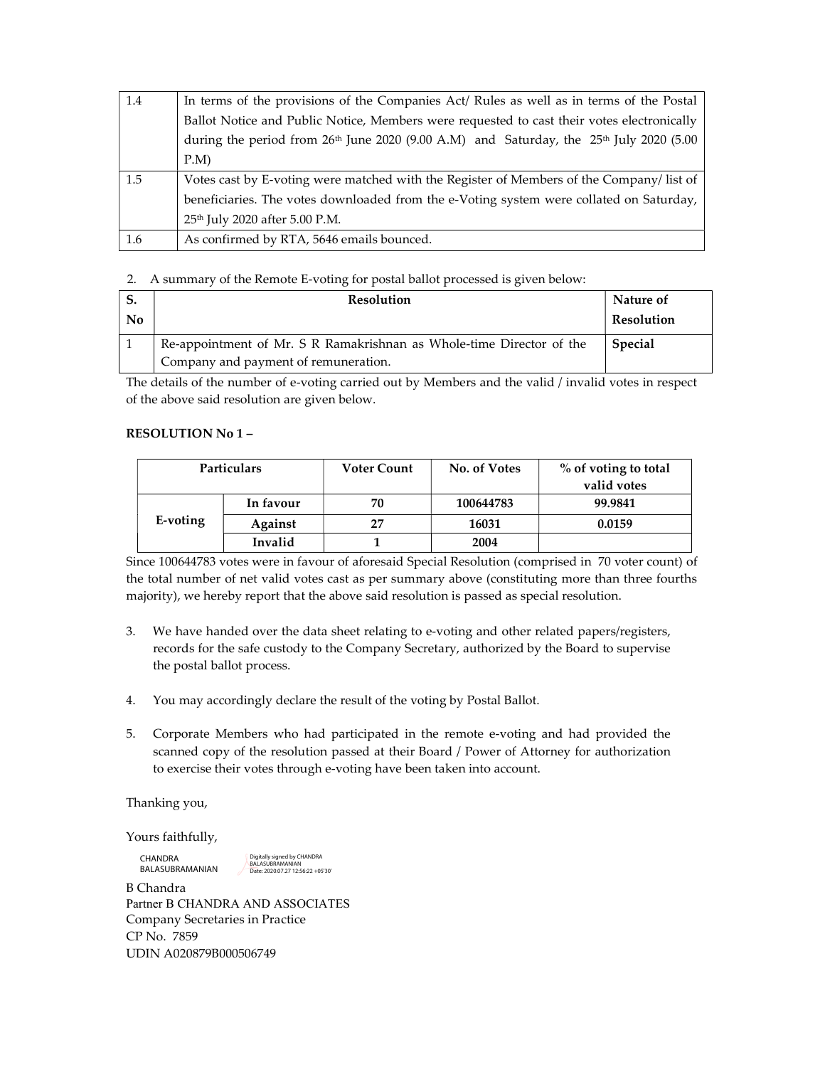| | |
|---|---|
| 1.4 | In terms of the provisions of the Companies Act/ Rules as well as in terms of the Postal Ballot Notice and Public Notice, Members were requested to cast their votes electronically during the period from 26th June 2020 (9.00 A.M) and Saturday, the 25th July 2020 (5.00 P.M) |
| 1.5 | Votes cast by E-voting were matched with the Register of Members of the Company/ list of beneficiaries. The votes downloaded from the e-Voting system were collated on Saturday, 25th July 2020 after 5.00 P.M. |
| 1.6 | As confirmed by RTA, 5646 emails bounced. |

2. A summary of the Remote E-voting for postal ballot processed is given below:

| S. No | Resolution | Nature of Resolution |
|---|---|---|
| 1 | Re-appointment of Mr. S R Ramakrishnan as Whole-time Director of the Company and payment of remuneration. | **Special** |

The details of the number of e-voting carried out by Members and the valid / invalid votes in respect of the above said resolution are given below.

**RESOLUTION No 1 –**

| Particulars | | Voter Count | No. of Votes | % of voting to total valid votes |
|---|---|---|---|---|
| E-voting | In favour | 70 | 100644783 | 99.9841 |
| | Against | 27 | 16031 | 0.0159 |
| | Invalid | 1 | 2004 | |

Since 100644783 votes were in favour of aforesaid Special Resolution (comprised in 70 voter count) of the total number of net valid votes cast as per summary above (constituting more than three fourths majority), we hereby report that the above said resolution is passed as special resolution.

3. We have handed over the data sheet relating to e-voting and other related papers/registers, records for the safe custody to the Company Secretary, authorized by the Board to supervise the postal ballot process.

4. You may accordingly declare the result of the voting by Postal Ballot.

5. Corporate Members who had participated in the remote e-voting and had provided the scanned copy of the resolution passed at their Board / Power of Attorney for authorization to exercise their votes through e-voting have been taken into account.

Thanking you,

Yours faithfully,

CHANDRA BALASUBRAMANIAN

Digitally signed by CHANDRA BALASUBRAMANIAN
Date: 2020.07.27 12:56:22 +05'30'

B Chandra
Partner B CHANDRA AND ASSOCIATES
Company Secretaries in Practice
CP No. 7859
UDIN A020879B000506749